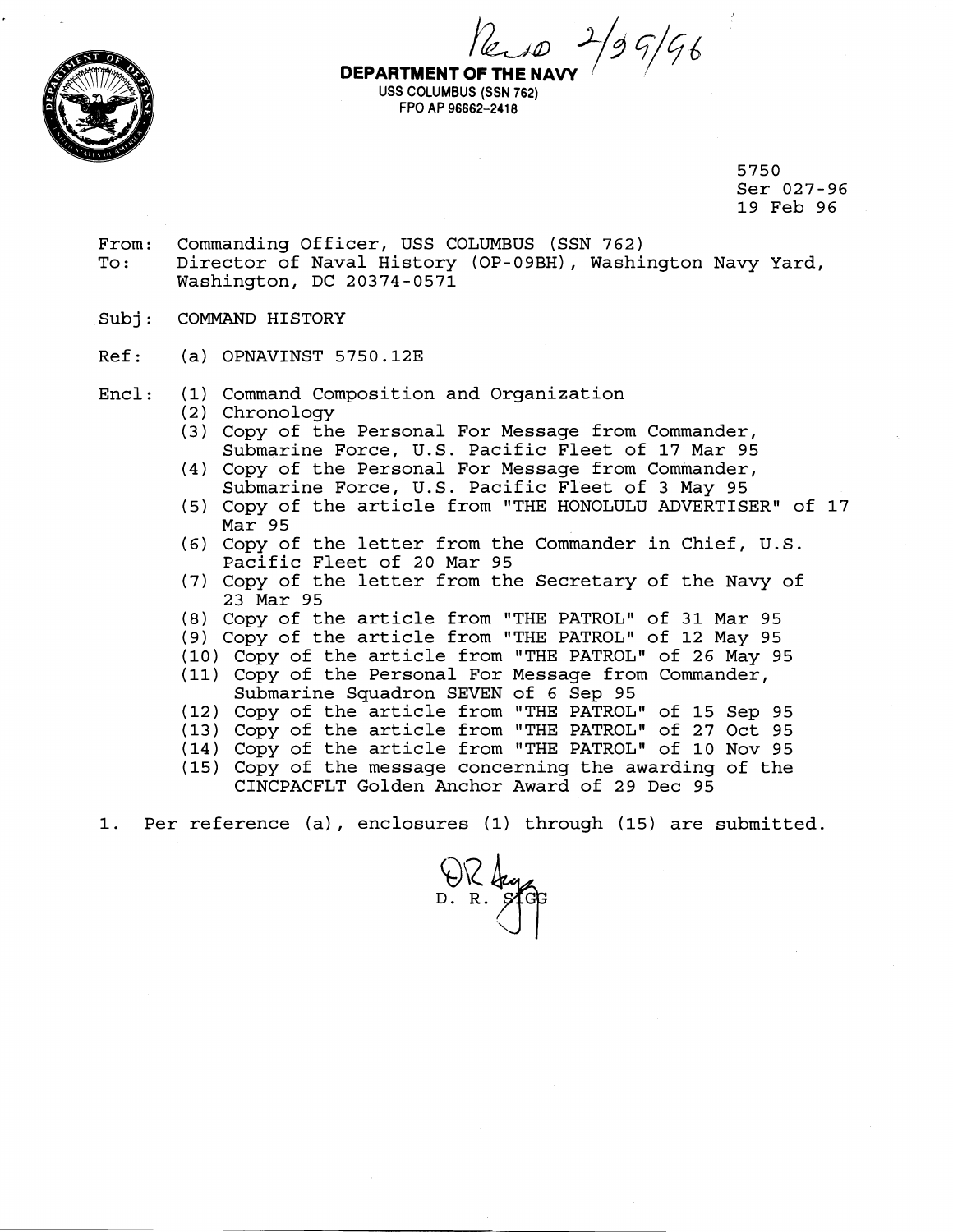Recd 2/29/96

**DEPARTMENT OF THE NAVY**
USS COLUMBUS (SSN 762)
FPO AP 96662-2418

5750
Ser 027-96
19 Feb 96

From: Commanding Officer, USS COLUMBUS (SSN 762)
To: Director of Naval History (OP-09BH), Washington Navy Yard, Washington, DC 20374-0571

Subj: COMMAND HISTORY

Ref: (a) OPNAVINST 5750.12E

Encl: (1) Command Composition and Organization
(2) Chronology
(3) Copy of the Personal For Message from Commander, Submarine Force, U.S. Pacific Fleet of 17 Mar 95
(4) Copy of the Personal For Message from Commander, Submarine Force, U.S. Pacific Fleet of 3 May 95
(5) Copy of the article from "THE HONOLULU ADVERTISER" of 17 Mar 95
(6) Copy of the letter from the Commander in Chief, U.S. Pacific Fleet of 20 Mar 95
(7) Copy of the letter from the Secretary of the Navy of 23 Mar 95
(8) Copy of the article from "THE PATROL" of 31 Mar 95
(9) Copy of the article from "THE PATROL" of 12 May 95
(10) Copy of the article from "THE PATROL" of 26 May 95
(11) Copy of the Personal For Message from Commander, Submarine Squadron SEVEN of 6 Sep 95
(12) Copy of the article from "THE PATROL" of 15 Sep 95
(13) Copy of the article from "THE PATROL" of 27 Oct 95
(14) Copy of the article from "THE PATROL" of 10 Nov 95
(15) Copy of the message concerning the awarding of the CINCPACFLT Golden Anchor Award of 29 Dec 95

1. Per reference (a), enclosures (1) through (15) are submitted.

D. R. SIGG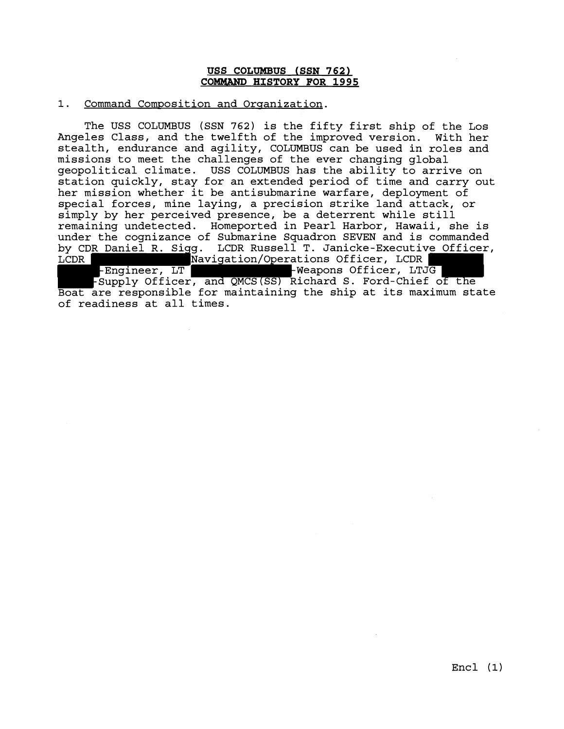**USS COLUMBUS (SSN 762)**
**COMMAND HISTORY FOR 1995**

1. Command Composition and Organization.

The USS COLUMBUS (SSN 762) is the fifty first ship of the Los Angeles Class, and the twelfth of the improved version. With her stealth, endurance and agility, COLUMBUS can be used in roles and missions to meet the challenges of the ever changing global geopolitical climate. USS COLUMBUS has the ability to arrive on station quickly, stay for an extended period of time and carry out her mission whether it be antisubmarine warfare, deployment of special forces, mine laying, a precision strike land attack, or simply by her perceived presence, be a deterrent while still remaining undetected. Homeported in Pearl Harbor, Hawaii, she is under the cognizance of Submarine Squadron SEVEN and is commanded by CDR Daniel R. Sigg. LCDR Russell T. Janicke-Executive Officer, LCDR [REDACTED] Navigation/Operations Officer, LCDR [REDACTED] -Engineer, LT [REDACTED] -Weapons Officer, LTJG [REDACTED] -Supply Officer, and QMCS(SS) Richard S. Ford-Chief of the Boat are responsible for maintaining the ship at its maximum state of readiness at all times.

Encl (1)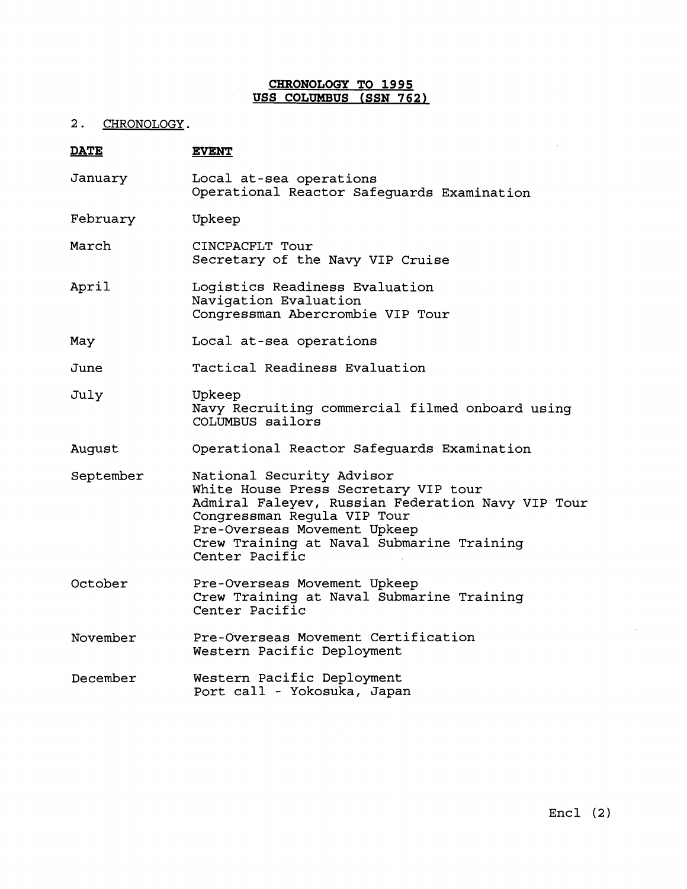**CHRONOLOGY TO 1995**
**USS COLUMBUS (SSN 762)**

2. CHRONOLOGY.

| **DATE** | **EVENT** |
| --- | --- |
| January | Local at-sea operations<br>Operational Reactor Safeguards Examination |
| February | Upkeep |
| March | CINCPACFLT Tour<br>Secretary of the Navy VIP Cruise |
| April | Logistics Readiness Evaluation<br>Navigation Evaluation<br>Congressman Abercrombie VIP Tour |
| May | Local at-sea operations |
| June | Tactical Readiness Evaluation |
| July | Upkeep<br>Navy Recruiting commercial filmed onboard using COLUMBUS sailors |
| August | Operational Reactor Safeguards Examination |
| September | National Security Advisor<br>White House Press Secretary VIP tour<br>Admiral Faleyev, Russian Federation Navy VIP Tour<br>Congressman Regula VIP Tour<br>Pre-Overseas Movement Upkeep<br>Crew Training at Naval Submarine Training Center Pacific |
| October | Pre-Overseas Movement Upkeep<br>Crew Training at Naval Submarine Training Center Pacific |
| November | Pre-Overseas Movement Certification<br>Western Pacific Deployment |
| December | Western Pacific Deployment<br>Port call - Yokosuka, Japan |

Encl (2)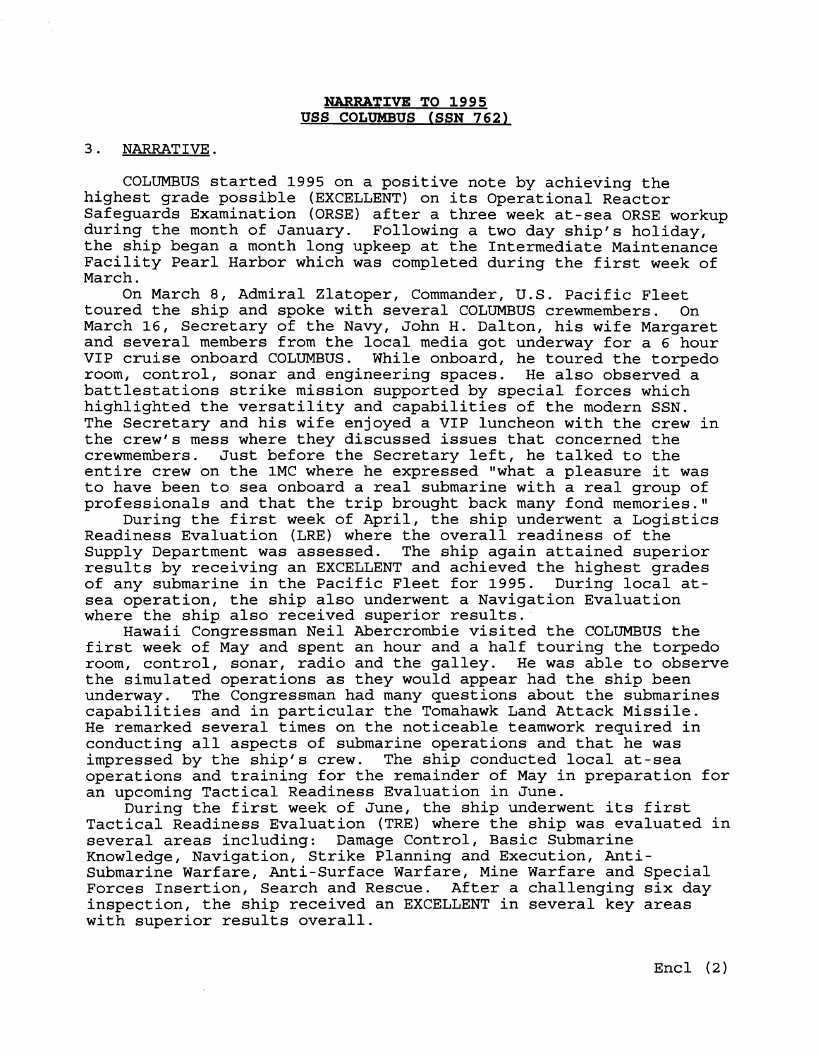**NARRATIVE TO 1995**
**USS COLUMBUS (SSN 762)**

3. NARRATIVE.

COLUMBUS started 1995 on a positive note by achieving the highest grade possible (EXCELLENT) on its Operational Reactor Safeguards Examination (ORSE) after a three week at-sea ORSE workup during the month of January. Following a two day ship's holiday, the ship began a month long upkeep at the Intermediate Maintenance Facility Pearl Harbor which was completed during the first week of March.

On March 8, Admiral Zlatoper, Commander, U.S. Pacific Fleet toured the ship and spoke with several COLUMBUS crewmembers. On March 16, Secretary of the Navy, John H. Dalton, his wife Margaret and several members from the local media got underway for a 6 hour VIP cruise onboard COLUMBUS. While onboard, he toured the torpedo room, control, sonar and engineering spaces. He also observed a battlestations strike mission supported by special forces which highlighted the versatility and capabilities of the modern SSN. The Secretary and his wife enjoyed a VIP luncheon with the crew in the crew's mess where they discussed issues that concerned the crewmembers. Just before the Secretary left, he talked to the entire crew on the 1MC where he expressed "what a pleasure it was to have been to sea onboard a real submarine with a real group of professionals and that the trip brought back many fond memories."

During the first week of April, the ship underwent a Logistics Readiness Evaluation (LRE) where the overall readiness of the Supply Department was assessed. The ship again attained superior results by receiving an EXCELLENT and achieved the highest grades of any submarine in the Pacific Fleet for 1995. During local at-sea operation, the ship also underwent a Navigation Evaluation where the ship also received superior results.

Hawaii Congressman Neil Abercrombie visited the COLUMBUS the first week of May and spent an hour and a half touring the torpedo room, control, sonar, radio and the galley. He was able to observe the simulated operations as they would appear had the ship been underway. The Congressman had many questions about the submarines capabilities and in particular the Tomahawk Land Attack Missile. He remarked several times on the noticeable teamwork required in conducting all aspects of submarine operations and that he was impressed by the ship's crew. The ship conducted local at-sea operations and training for the remainder of May in preparation for an upcoming Tactical Readiness Evaluation in June.

During the first week of June, the ship underwent its first Tactical Readiness Evaluation (TRE) where the ship was evaluated in several areas including: Damage Control, Basic Submarine Knowledge, Navigation, Strike Planning and Execution, Anti-Submarine Warfare, Anti-Surface Warfare, Mine Warfare and Special Forces Insertion, Search and Rescue. After a challenging six day inspection, the ship received an EXCELLENT in several key areas with superior results overall.

Encl (2)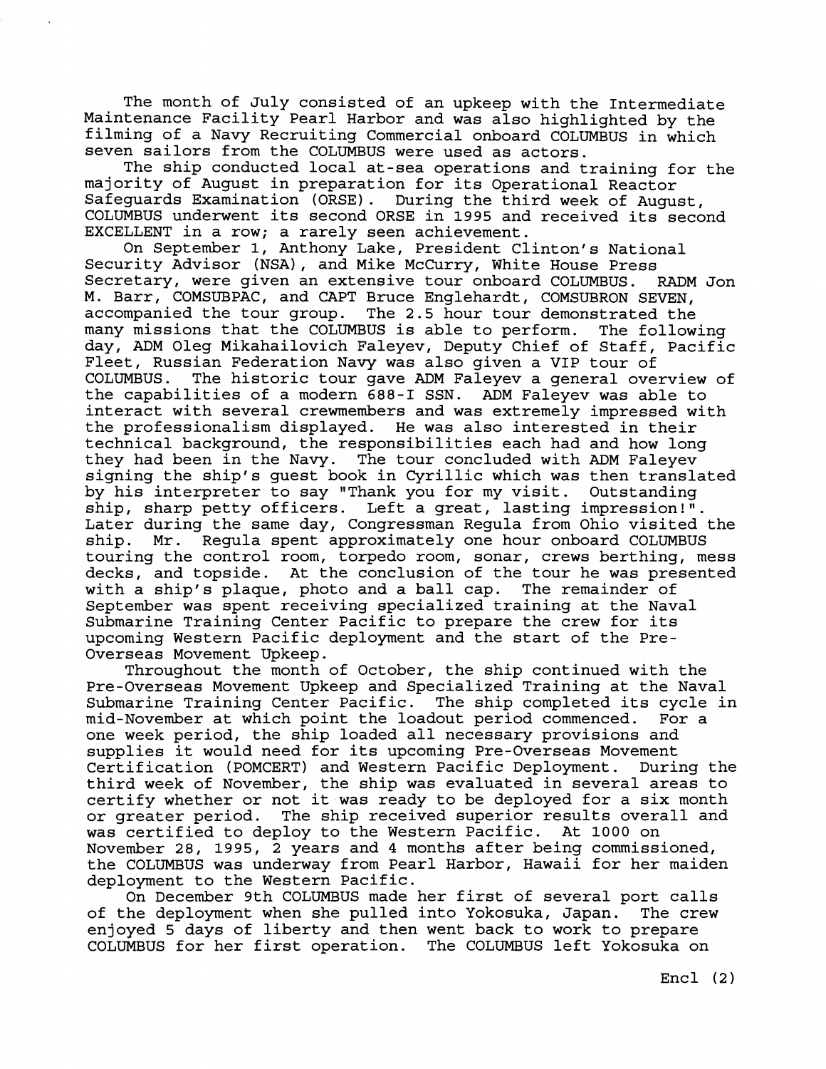The month of July consisted of an upkeep with the Intermediate Maintenance Facility Pearl Harbor and was also highlighted by the filming of a Navy Recruiting Commercial onboard COLUMBUS in which seven sailors from the COLUMBUS were used as actors.

The ship conducted local at-sea operations and training for the majority of August in preparation for its Operational Reactor Safeguards Examination (ORSE). During the third week of August, COLUMBUS underwent its second ORSE in 1995 and received its second EXCELLENT in a row; a rarely seen achievement.

On September 1, Anthony Lake, President Clinton's National Security Advisor (NSA), and Mike McCurry, White House Press Secretary, were given an extensive tour onboard COLUMBUS. RADM Jon M. Barr, COMSUBPAC, and CAPT Bruce Englehardt, COMSUBRON SEVEN, accompanied the tour group. The 2.5 hour tour demonstrated the many missions that the COLUMBUS is able to perform. The following day, ADM Oleg Mikahailovich Faleyev, Deputy Chief of Staff, Pacific Fleet, Russian Federation Navy was also given a VIP tour of COLUMBUS. The historic tour gave ADM Faleyev a general overview of the capabilities of a modern 688-I SSN. ADM Faleyev was able to interact with several crewmembers and was extremely impressed with the professionalism displayed. He was also interested in their technical background, the responsibilities each had and how long they had been in the Navy. The tour concluded with ADM Faleyev signing the ship's guest book in Cyrillic which was then translated by his interpreter to say "Thank you for my visit. Outstanding ship, sharp petty officers. Left a great, lasting impression!". Later during the same day, Congressman Regula from Ohio visited the ship. Mr. Regula spent approximately one hour onboard COLUMBUS touring the control room, torpedo room, sonar, crews berthing, mess decks, and topside. At the conclusion of the tour he was presented with a ship's plaque, photo and a ball cap. The remainder of September was spent receiving specialized training at the Naval Submarine Training Center Pacific to prepare the crew for its upcoming Western Pacific deployment and the start of the Pre-Overseas Movement Upkeep.

Throughout the month of October, the ship continued with the Pre-Overseas Movement Upkeep and Specialized Training at the Naval Submarine Training Center Pacific. The ship completed its cycle in mid-November at which point the loadout period commenced. For a one week period, the ship loaded all necessary provisions and supplies it would need for its upcoming Pre-Overseas Movement Certification (POMCERT) and Western Pacific Deployment. During the third week of November, the ship was evaluated in several areas to certify whether or not it was ready to be deployed for a six month or greater period. The ship received superior results overall and was certified to deploy to the Western Pacific. At 1000 on November 28, 1995, 2 years and 4 months after being commissioned, the COLUMBUS was underway from Pearl Harbor, Hawaii for her maiden deployment to the Western Pacific.

On December 9th COLUMBUS made her first of several port calls of the deployment when she pulled into Yokosuka, Japan. The crew enjoyed 5 days of liberty and then went back to work to prepare COLUMBUS for her first operation. The COLUMBUS left Yokosuka on

Encl (2)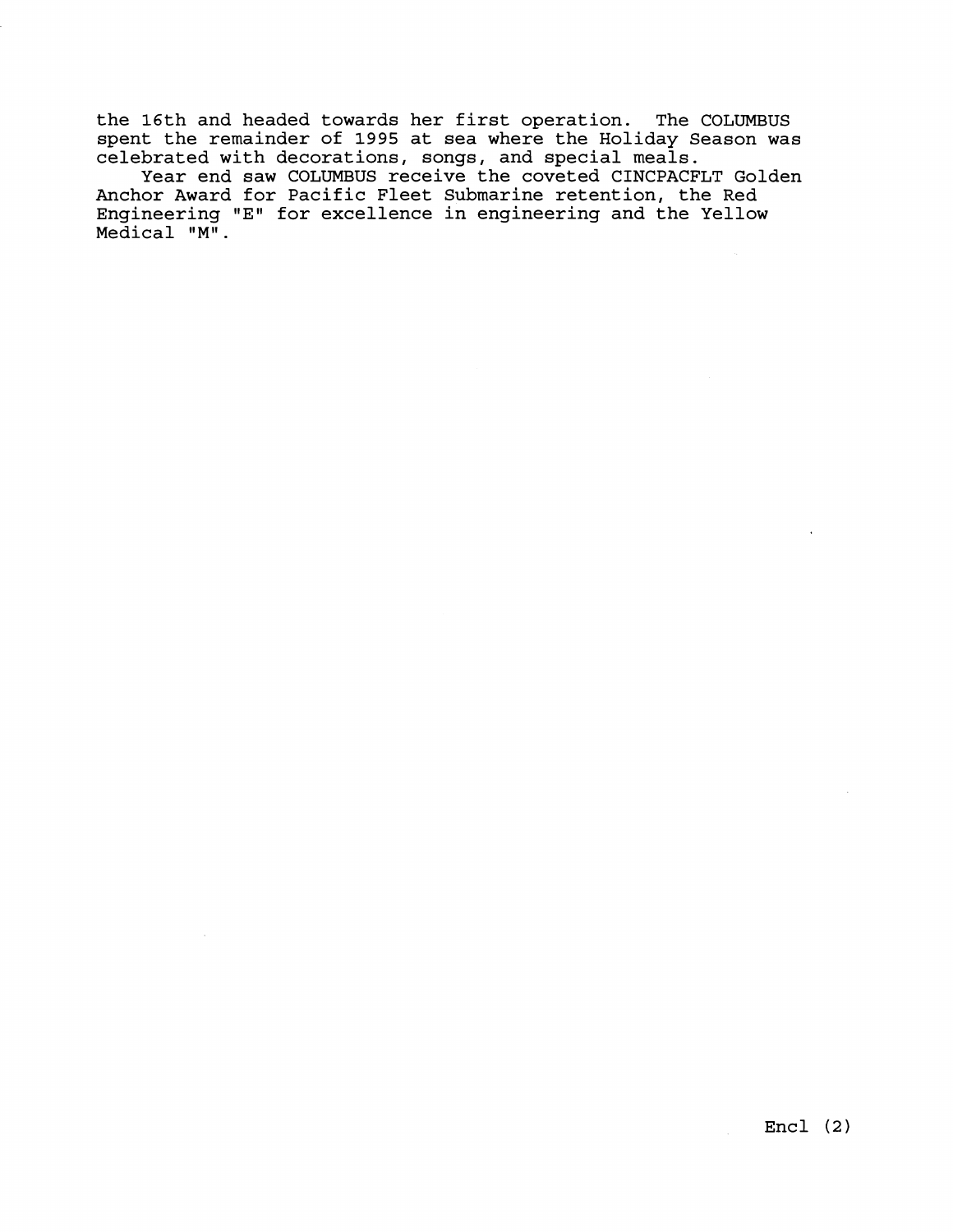the 16th and headed towards her first operation. The COLUMBUS spent the remainder of 1995 at sea where the Holiday Season was celebrated with decorations, songs, and special meals.

Year end saw COLUMBUS receive the coveted CINCPACFLT Golden Anchor Award for Pacific Fleet Submarine retention, the Red Engineering "E" for excellence in engineering and the Yellow Medical "M".

Encl (2)